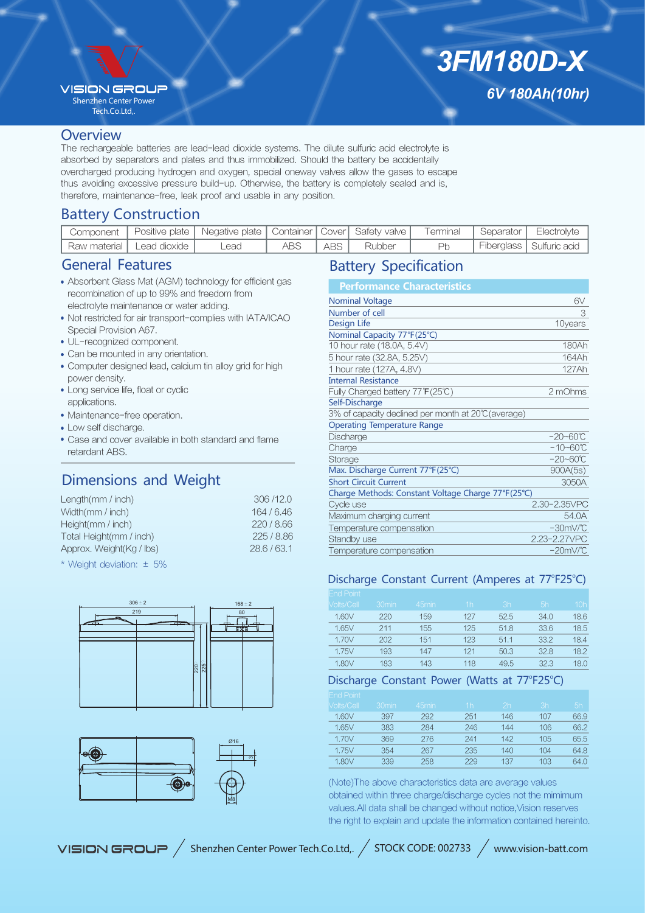VISION GROUP
Shenzhen Center Power Tech.Co.Ltd,.

# 3FM180D-X

*6V 180Ah(10hr)*

## Overview

The rechargeable batteries are lead-lead dioxide systems. The dilute sulfuric acid electrolyte is absorbed by separators and plates and thus immobilized. Should the battery be accidentally overcharged producing hydrogen and oxygen, special oneway valves allow the gases to escape thus avoiding excessive pressure build-up. Otherwise, the battery is completely sealed and is, therefore, maintenance-free, leak proof and usable in any position.

## Battery Construction

| Component | Positive plate | Negative plate | Container | Cover | Safety valve | Terminal | Separator | Electrolyte |
|---|---|---|---|---|---|---|---|---|
| Raw material | Lead dioxide | Lead | ABS | ABS | Rubber | Pb | Fiberglass | Sulfuric acid |

## General Features

- Absorbent Glass Mat (AGM) technology for efficient gas recombination of up to 99% and freedom from electrolyte maintenance or water adding.
- Not restricted for air transport-complies with IATA/ICAO Special Provision A67.
- UL-recognized component.
- Can be mounted in any orientation.
- Computer designed lead, calcium tin alloy grid for high power density.
- Long service life, float or cyclic applications.
- Maintenance-free operation.
- Low self discharge.
- Case and cover available in both standard and flame retardant ABS.

## Dimensions and Weight

| | |
|---|---|
| Length(mm / inch) | 306 /12.0 |
| Width(mm / inch) | 164 / 6.46 |
| Height(mm / inch) | 220 / 8.66 |
| Total Height(mm / inch) | 225 / 8.86 |
| Approx. Weight(Kg / lbs) | 28.6 / 63.1 |

\* Weight deviation: ± 5%

## Battery Specification

| Performance Characteristics | |
|---|---|
| **Nominal Voltage** | 6V |
| **Number of cell** | 3 |
| **Design Life** | 10years |
| **Nominal Capacity 77°F(25°C)** | |
| 10 hour rate (18.0A, 5.4V) | 180Ah |
| 5 hour rate (32.8A, 5.25V) | 164Ah |
| 1 hour rate (127A, 4.8V) | 127Ah |
| **Internal Resistance** | |
| Fully Charged battery 77°F(25°C) | 2 mOhms |
| **Self-Discharge** | |
| 3% of capacity declined per month at 20°C(average) | |
| **Operating Temperature Range** | |
| Discharge | -20~60°C |
| Charge | -10~60°C |
| Storage | -20~60°C |
| **Max. Discharge Current 77°F(25°C)** | 900A(5s) |
| **Short Circuit Current** | 3050A |
| **Charge Methods: Constant Voltage Charge 77°F(25°C)** | |
| Cycle use | 2.30-2.35VPC |
| Maximum charging current | 54.0A |
| Temperature compensation | -30mV/°C |
| Standby use | 2.23-2.27VPC |
| Temperature compensation | -20mV/°C |

## Discharge Constant Current (Amperes at 77°F25°C)

| End Point Volts/Cell | 30min | 45min | 1h | 3h | 5h | 10h |
|---|---|---|---|---|---|---|
| 1.60V | 220 | 159 | 127 | 52.5 | 34.0 | 18.6 |
| 1.65V | 211 | 155 | 125 | 51.8 | 33.6 | 18.5 |
| 1.70V | 202 | 151 | 123 | 51.1 | 33.2 | 18.4 |
| 1.75V | 193 | 147 | 121 | 50.3 | 32.8 | 18.2 |
| 1.80V | 183 | 143 | 118 | 49.5 | 32.3 | 18.0 |

## Discharge Constant Power (Watts at 77°F25°C)

| End Point Volts/Cell | 30min | 45min | 1h | 2h | 3h | 5h |
|---|---|---|---|---|---|---|
| 1.60V | 397 | 292 | 251 | 146 | 107 | 66.9 |
| 1.65V | 383 | 284 | 246 | 144 | 106 | 66.2 |
| 1.70V | 369 | 276 | 241 | 142 | 105 | 65.5 |
| 1.75V | 354 | 267 | 235 | 140 | 104 | 64.8 |
| 1.80V | 339 | 258 | 229 | 137 | 103 | 64.0 |

(Note)The above characteristics data are average values obtained within three charge/discharge cycles not the mimimum values.All data shall be changed without notice,Vision reserves the right to explain and update the information contained hereinto.

VISION GROUP / Shenzhen Center Power Tech.Co.Ltd,. / STOCK CODE: 002733 / www.vision-batt.com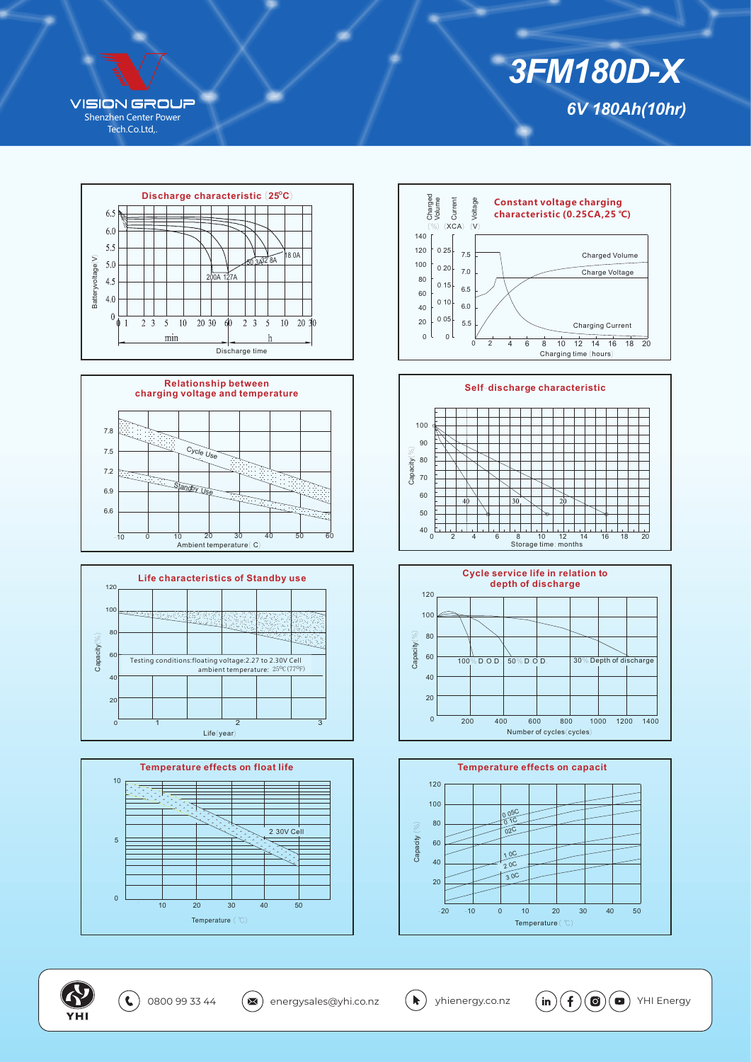VISION GROUP
Shenzhen Center Power Tech.Co.Ltd,.

# 3FM180D-X

## 6V 180Ah(10hr)

### Discharge characteristic (25°C)

Batteryvoltage(V)
6.5
6.0
5.5
5.0
4.5
4.0
0
200A 127A
50.3A 32.8A
18.0A
1 2 3 5 10 20 30 60 2 3 5 10 20 30
min
h
Discharge time

### Constant voltage charging characteristic (0.25CA,25 ℃)

Charged Volume (%)
Current (XCA)
Voltage (V)
140
120 0.25
100 0.20 7.5
80 0.15 7.0
60 0.10 6.5
40 0.05 6.0
20 5.5
0 0
Charged Volume
Charge Voltage
Charging Current
0 2 4 6 8 10 12 14 16 18 20
Charging time (hours)

### Relationship between charging voltage and temperature

7.8
7.5
7.2
6.9
6.6
Cycle Use
Standby Use
-10 0 10 20 30 40 50 60
Ambient temperature(°C)

### Self-discharge characteristic

Capacity(%)
100
90
80
70
60
50
40
40
30
20
0 2 4 6 8 10 12 14 16 18 20
Storage time(months)

### Life characteristics of Standby use

Capacity(%)
120
100
80
60
40
20
0
Testing conditions:floating voltage:2.27 to 2.30V Cell
ambient temperature: 25°C(77°F)
1 2 3
Life(year)

### Cycle service life in relation to depth of discharge

Capacity(%)
120
100
80
60
40
20
0
100% D O D
50% D O D
30% Depth of discharge
200 400 600 800 1000 1200 1400
Number of cycles(cycles)

### Temperature effects on float life

10
5
0
2.30V Cell
10 20 30 40 50
Temperature (℃)

### Temperature effects on capacit

Capacity(%)
120
100
80
60
40
20
0.05C
0.1C
02C
1.0C
2.0C
3.0C
-20 -10 0 10 20 30 40 50
Temperature(℃)

YHI
0800 99 33 44
energysales@yhi.co.nz
yhienergy.co.nz
YHI Energy